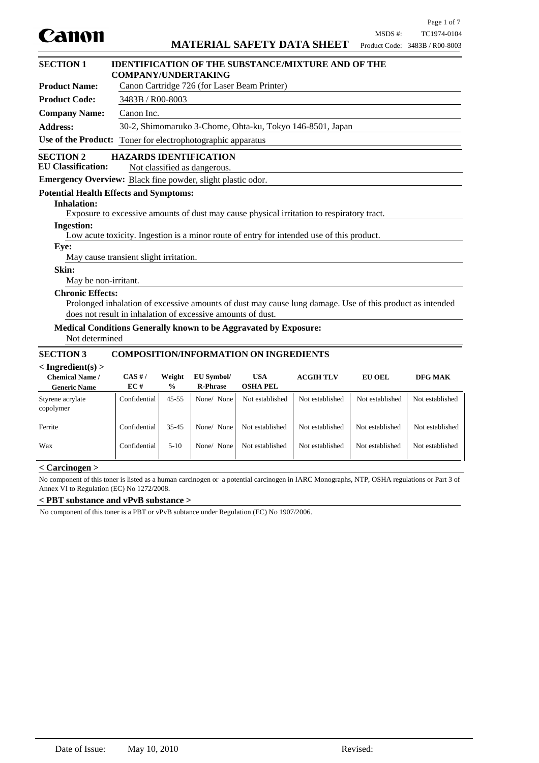Canon

# MATERIAL SAFETY DATA SHEET

MSDS #: TC1974-0104
Product Code: 3483B / R00-8003

## SECTION 1 IDENTIFICATION OF THE SUBSTANCE/MIXTURE AND OF THE COMPANY/UNDERTAKING

**Product Name:** Canon Cartridge 726 (for Laser Beam Printer)

**Product Code:** 3483B / R00-8003

**Company Name:** Canon Inc.

**Address:** 30-2, Shimomaruko 3-Chome, Ohta-ku, Tokyo 146-8501, Japan

**Use of the Product:** Toner for electrophotographic apparatus

## SECTION 2 HAZARDS IDENTIFICATION

**EU Classification:** Not classified as dangerous.

**Emergency Overview:** Black fine powder, slight plastic odor.

**Potential Health Effects and Symptoms:**

**Inhalation:**
Exposure to excessive amounts of dust may cause physical irritation to respiratory tract.

**Ingestion:**
Low acute toxicity. Ingestion is a minor route of entry for intended use of this product.

**Eye:**
May cause transient slight irritation.

**Skin:**
May be non-irritant.

**Chronic Effects:**
Prolonged inhalation of excessive amounts of dust may cause lung damage. Use of this product as intended does not result in inhalation of excessive amounts of dust.

**Medical Conditions Generally known to be Aggravated by Exposure:**
Not determined

## SECTION 3 COMPOSITION/INFORMATION ON INGREDIENTS

**< Ingredient(s) >**

| Chemical Name / Generic Name | CAS # / EC # | Weight % | EU Symbol/ R-Phrase | USA OSHA PEL | ACGIH TLV | EU OEL | DFG MAK |
|---|---|---|---|---|---|---|---|
| Styrene acrylate copolymer | Confidential | 45-55 | None/ None | Not established | Not established | Not established | Not established |
| Ferrite | Confidential | 35-45 | None/ None | Not established | Not established | Not established | Not established |
| Wax | Confidential | 5-10 | None/ None | Not established | Not established | Not established | Not established |

**< Carcinogen >**

No component of this toner is listed as a human carcinogen or a potential carcinogen in IARC Monographs, NTP, OSHA regulations or Part 3 of Annex VI to Regulation (EC) No 1272/2008.

**< PBT substance and vPvB substance >**

No component of this toner is a PBT or vPvB subtance under Regulation (EC) No 1907/2006.

Date of Issue: May 10, 2010 Revised: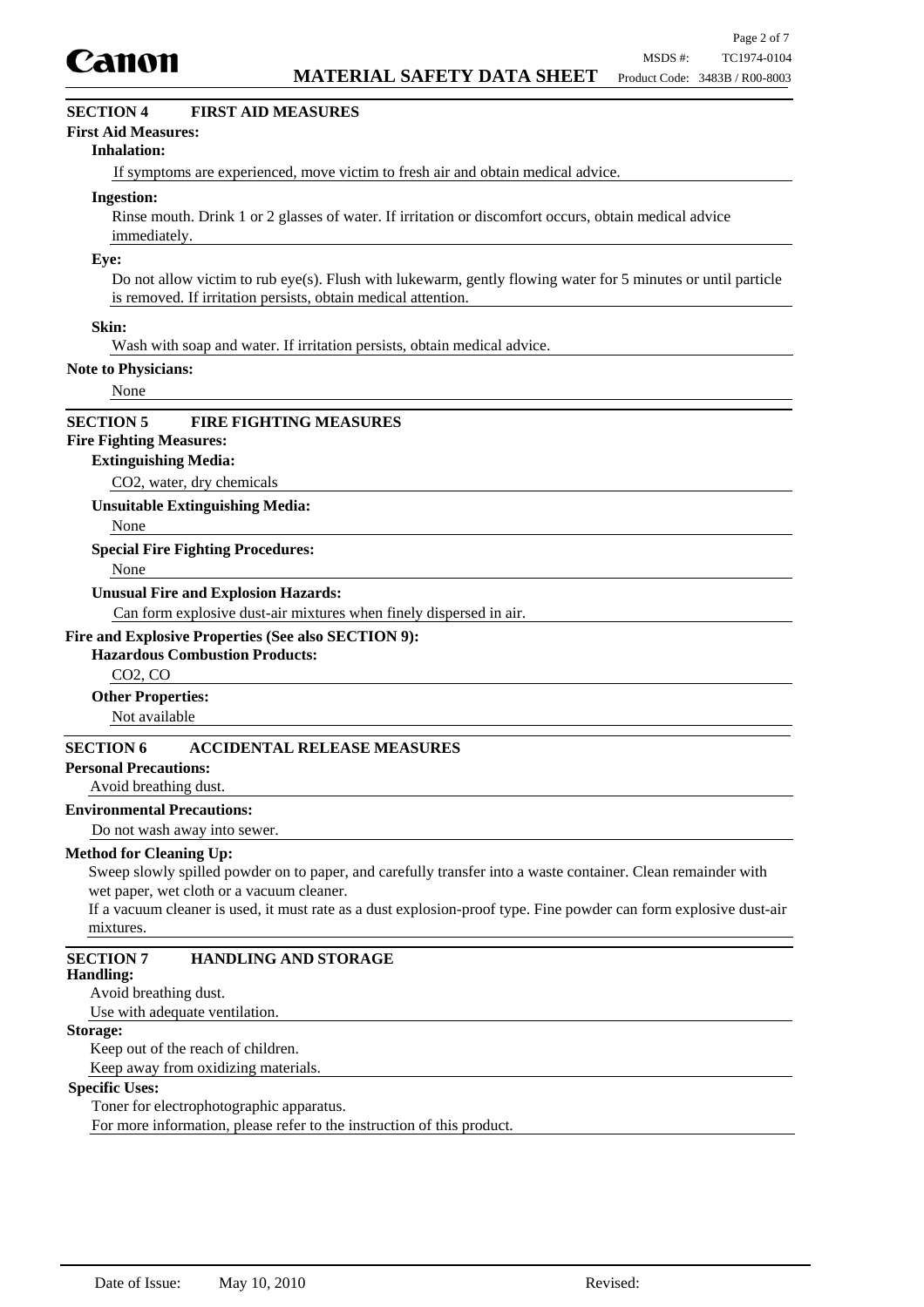## SECTION 4 FIRST AID MEASURES

**First Aid Measures:**

**Inhalation:**

If symptoms are experienced, move victim to fresh air and obtain medical advice.

**Ingestion:**

Rinse mouth. Drink 1 or 2 glasses of water. If irritation or discomfort occurs, obtain medical advice immediately.

**Eye:**

Do not allow victim to rub eye(s). Flush with lukewarm, gently flowing water for 5 minutes or until particle is removed. If irritation persists, obtain medical attention.

**Skin:**

Wash with soap and water. If irritation persists, obtain medical advice.

**Note to Physicians:**

None

## SECTION 5 FIRE FIGHTING MEASURES

**Fire Fighting Measures:**

**Extinguishing Media:**

$CO_2$, water, dry chemicals

**Unsuitable Extinguishing Media:**

None

**Special Fire Fighting Procedures:**

None

**Unusual Fire and Explosion Hazards:**

Can form explosive dust-air mixtures when finely dispersed in air.

**Fire and Explosive Properties (See also SECTION 9):**

**Hazardous Combustion Products:**

$CO_2$, CO

**Other Properties:**

Not available

## SECTION 6 ACCIDENTAL RELEASE MEASURES

**Personal Precautions:**

Avoid breathing dust.

**Environmental Precautions:**

Do not wash away into sewer.

**Method for Cleaning Up:**

Sweep slowly spilled powder on to paper, and carefully transfer into a waste container. Clean remainder with wet paper, wet cloth or a vacuum cleaner.

If a vacuum cleaner is used, it must rate as a dust explosion-proof type. Fine powder can form explosive dust-air mixtures.

## SECTION 7 HANDLING AND STORAGE

**Handling:**

Avoid breathing dust.

Use with adequate ventilation.

**Storage:**

Keep out of the reach of children.

Keep away from oxidizing materials.

**Specific Uses:**

Toner for electrophotographic apparatus.

For more information, please refer to the instruction of this product.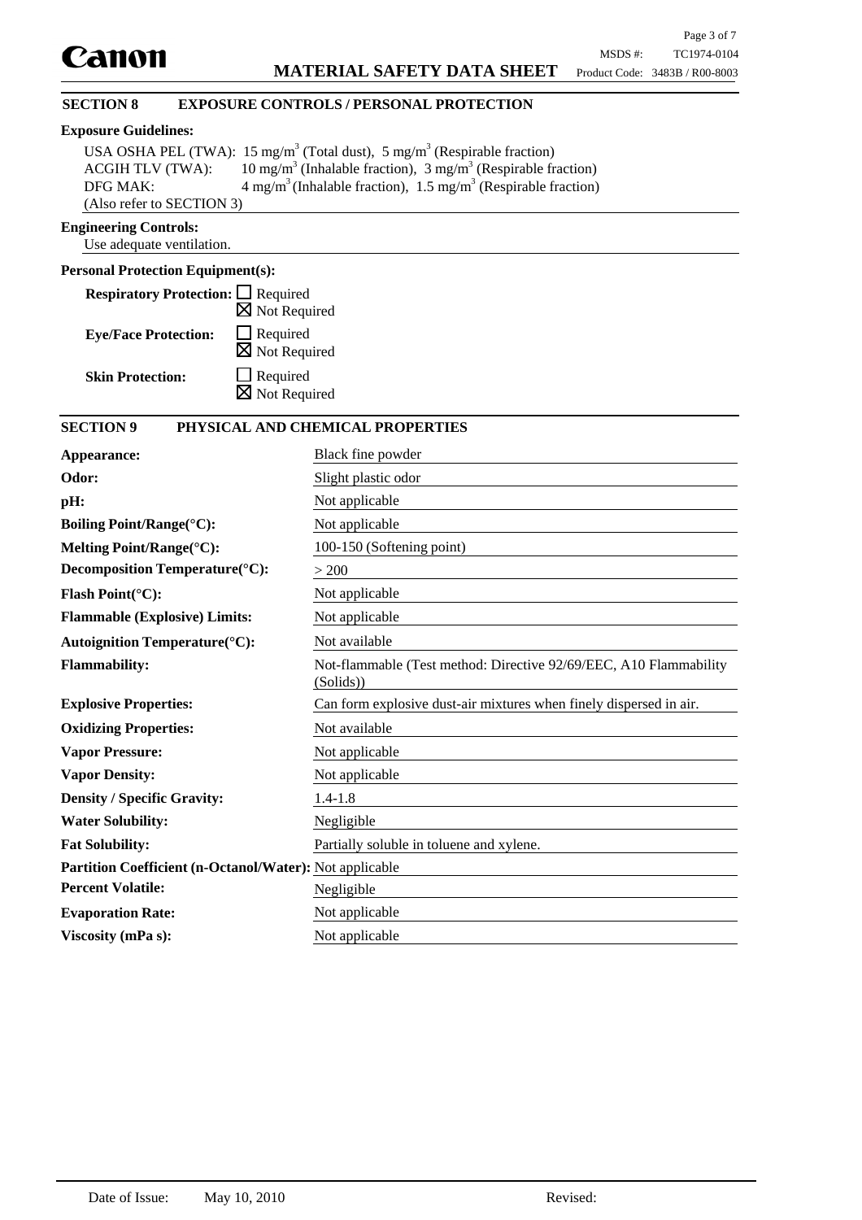## SECTION 8 EXPOSURE CONTROLS / PERSONAL PROTECTION

**Exposure Guidelines:**

USA OSHA PEL (TWA): 15 mg/$m^3$ (Total dust), 5 mg/$m^3$ (Respirable fraction)
ACGIH TLV (TWA): 10 mg/$m^3$ (Inhalable fraction), 3 mg/$m^3$ (Respirable fraction)
DFG MAK: 4 mg/$m^3$ (Inhalable fraction), 1.5 mg/$m^3$ (Respirable fraction)
(Also refer to SECTION 3)

**Engineering Controls:**

Use adequate ventilation.

**Personal Protection Equipment(s):**

**Respiratory Protection:** ☐ Required ☒ Not Required

**Eye/Face Protection:** ☐ Required ☒ Not Required

**Skin Protection:** ☐ Required ☒ Not Required

## SECTION 9 PHYSICAL AND CHEMICAL PROPERTIES

| | |
|---|---|
| **Appearance:** | Black fine powder |
| **Odor:** | Slight plastic odor |
| **pH:** | Not applicable |
| **Boiling Point/Range(°C):** | Not applicable |
| **Melting Point/Range(°C):** | 100-150 (Softening point) |
| **Decomposition Temperature(°C):** | > 200 |
| **Flash Point(°C):** | Not applicable |
| **Flammable (Explosive) Limits:** | Not applicable |
| **Autoignition Temperature(°C):** | Not available |
| **Flammability:** | Not-flammable (Test method: Directive 92/69/EEC, A10 Flammability (Solids)) |
| **Explosive Properties:** | Can form explosive dust-air mixtures when finely dispersed in air. |
| **Oxidizing Properties:** | Not available |
| **Vapor Pressure:** | Not applicable |
| **Vapor Density:** | Not applicable |
| **Density / Specific Gravity:** | 1.4-1.8 |
| **Water Solubility:** | Negligible |
| **Fat Solubility:** | Partially soluble in toluene and xylene. |
| **Partition Coefficient (n-Octanol/Water):** | Not applicable |
| **Percent Volatile:** | Negligible |
| **Evaporation Rate:** | Not applicable |
| **Viscosity (mPa s):** | Not applicable |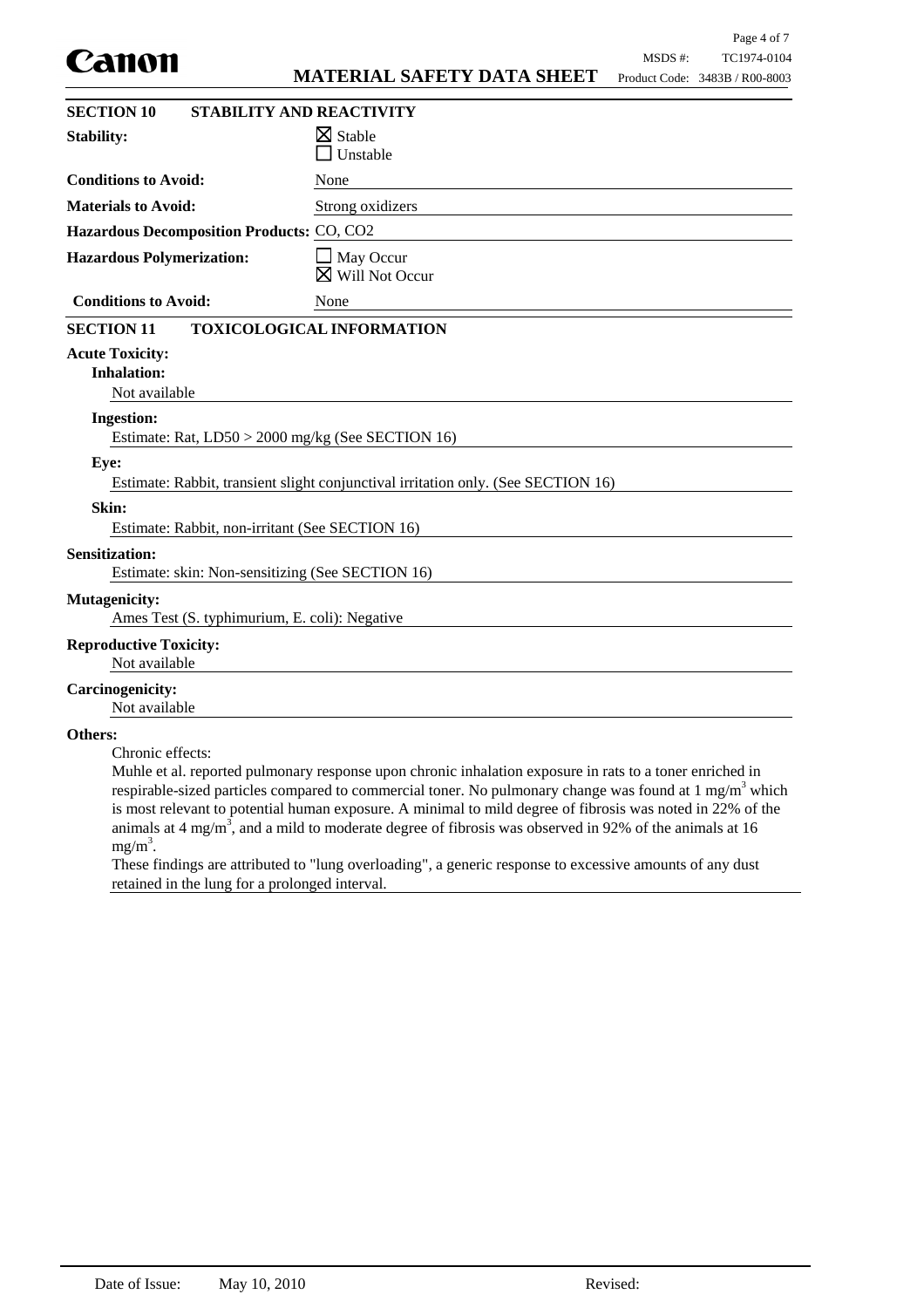## SECTION 10 STABILITY AND REACTIVITY

**Stability:** ☒ Stable ☐ Unstable

**Conditions to Avoid:** None

**Materials to Avoid:** Strong oxidizers

**Hazardous Decomposition Products:** CO, $CO_2$

**Hazardous Polymerization:** ☐ May Occur ☒ Will Not Occur

**Conditions to Avoid:** None

## SECTION 11 TOXICOLOGICAL INFORMATION

**Acute Toxicity:**

**Inhalation:**

Not available

**Ingestion:**

Estimate: Rat, LD50 > 2000 mg/kg (See SECTION 16)

**Eye:**

Estimate: Rabbit, transient slight conjunctival irritation only. (See SECTION 16)

**Skin:**

Estimate: Rabbit, non-irritant (See SECTION 16)

**Sensitization:**

Estimate: skin: Non-sensitizing (See SECTION 16)

**Mutagenicity:**

Ames Test (S. typhimurium, E. coli): Negative

**Reproductive Toxicity:**

Not available

**Carcinogenicity:**

Not available

**Others:**

Chronic effects:

Muhle et al. reported pulmonary response upon chronic inhalation exposure in rats to a toner enriched in respirable-sized particles compared to commercial toner. No pulmonary change was found at 1 $mg/m^3$ which is most relevant to potential human exposure. A minimal to mild degree of fibrosis was noted in 22% of the animals at 4 $mg/m^3$, and a mild to moderate degree of fibrosis was observed in 92% of the animals at 16 $mg/m^3$.

These findings are attributed to "lung overloading", a generic response to excessive amounts of any dust retained in the lung for a prolonged interval.

Date of Issue: May 10, 2010 Revised: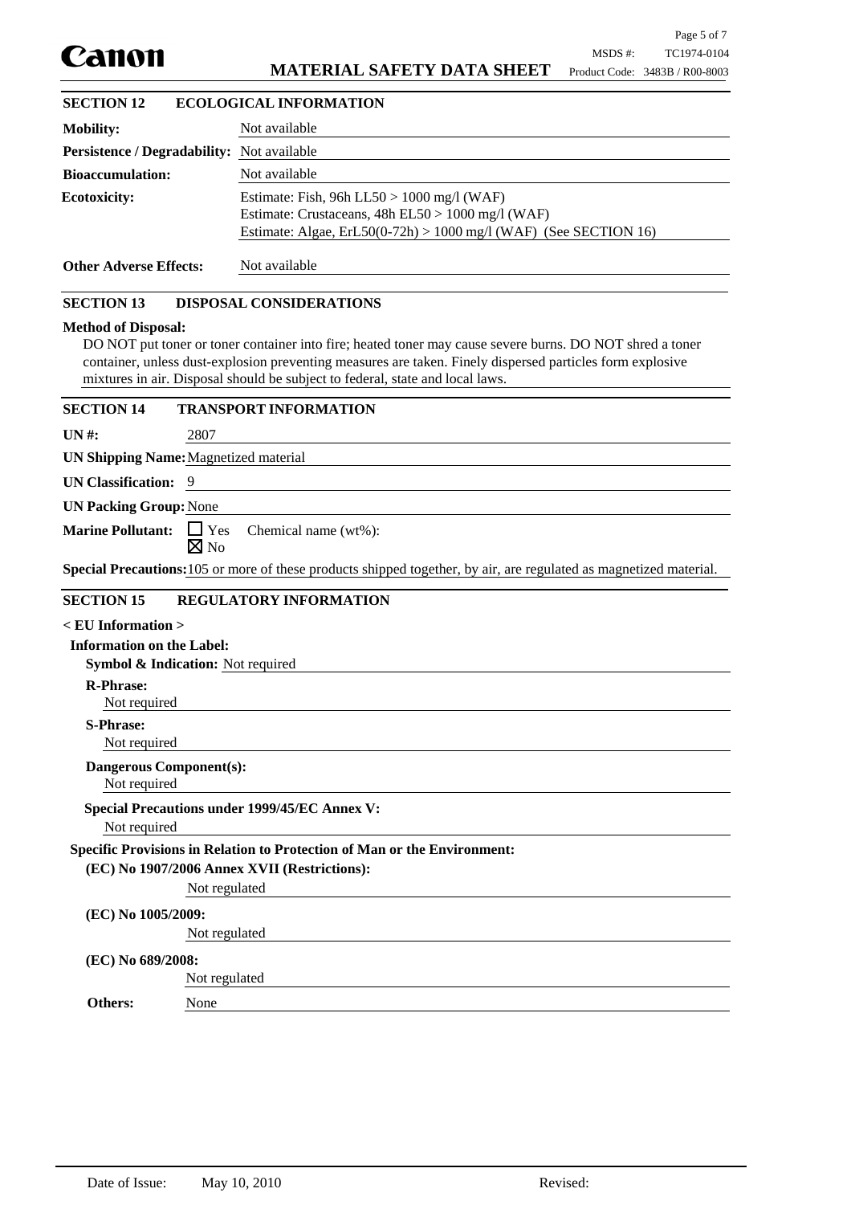## SECTION 12 ECOLOGICAL INFORMATION

**Mobility:** Not available

**Persistence / Degradability:** Not available

**Bioaccumulation:** Not available

**Ecotoxicity:**
Estimate: Fish, 96h LL50 > 1000 mg/l (WAF)
Estimate: Crustaceans, 48h EL50 > 1000 mg/l (WAF)
Estimate: Algae, ErL50(0-72h) > 1000 mg/l (WAF) (See SECTION 16)

**Other Adverse Effects:** Not available

## SECTION 13 DISPOSAL CONSIDERATIONS

**Method of Disposal:**

DO NOT put toner or toner container into fire; heated toner may cause severe burns. DO NOT shred a toner container, unless dust-explosion preventing measures are taken. Finely dispersed particles form explosive mixtures in air. Disposal should be subject to federal, state and local laws.

## SECTION 14 TRANSPORT INFORMATION

**UN #:** 2807

**UN Shipping Name:** Magnetized material

**UN Classification:** 9

**UN Packing Group:** None

**Marine Pollutant:** ☐ Yes ☒ No Chemical name (wt%):

**Special Precautions:** 105 or more of these products shipped together, by air, are regulated as magnetized material.

## SECTION 15 REGULATORY INFORMATION

**< EU Information >**

**Information on the Label:**

**Symbol & Indication:** Not required

**R-Phrase:**
Not required

**S-Phrase:**
Not required

**Dangerous Component(s):**
Not required

**Special Precautions under 1999/45/EC Annex V:**
Not required

**Specific Provisions in Relation to Protection of Man or the Environment:**

**(EC) No 1907/2006 Annex XVII (Restrictions):**
Not regulated

**(EC) No 1005/2009:**
Not regulated

**(EC) No 689/2008:**
Not regulated

**Others:** None

Date of Issue: May 10, 2010 Revised: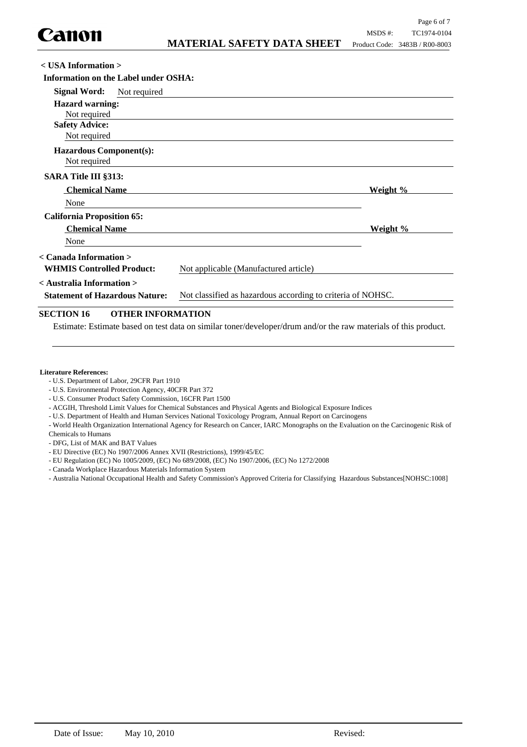**< USA Information >**

**Information on the Label under OSHA:**

**Signal Word:** Not required

**Hazard warning:**
Not required

**Safety Advice:**
Not required

**Hazardous Component(s):**
Not required

**SARA Title III §313:**

| Chemical Name | Weight % |
|---|---|
| None | |

**California Proposition 65:**

| Chemical Name | Weight % |
|---|---|
| None | |

**< Canada Information >**

**WHMIS Controlled Product:** Not applicable (Manufactured article)

**< Australia Information >**

**Statement of Hazardous Nature:** Not classified as hazardous according to criteria of NOHSC.

## SECTION 16 OTHER INFORMATION

Estimate: Estimate based on test data on similar toner/developer/drum and/or the raw materials of this product.

**Literature References:**

- U.S. Department of Labor, 29CFR Part 1910
- U.S. Environmental Protection Agency, 40CFR Part 372
- U.S. Consumer Product Safety Commission, 16CFR Part 1500
- ACGIH, Threshold Limit Values for Chemical Substances and Physical Agents and Biological Exposure Indices
- U.S. Department of Health and Human Services National Toxicology Program, Annual Report on Carcinogens
- World Health Organization International Agency for Research on Cancer, IARC Monographs on the Evaluation on the Carcinogenic Risk of Chemicals to Humans
- DFG, List of MAK and BAT Values
- EU Directive (EC) No 1907/2006 Annex XVII (Restrictions), 1999/45/EC
- EU Regulation (EC) No 1005/2009, (EC) No 689/2008, (EC) No 1907/2006, (EC) No 1272/2008
- Canada Workplace Hazardous Materials Information System
- Australia National Occupational Health and Safety Commission's Approved Criteria for Classifying Hazardous Substances[NOHSC:1008]

Date of Issue: May 10, 2010 Revised: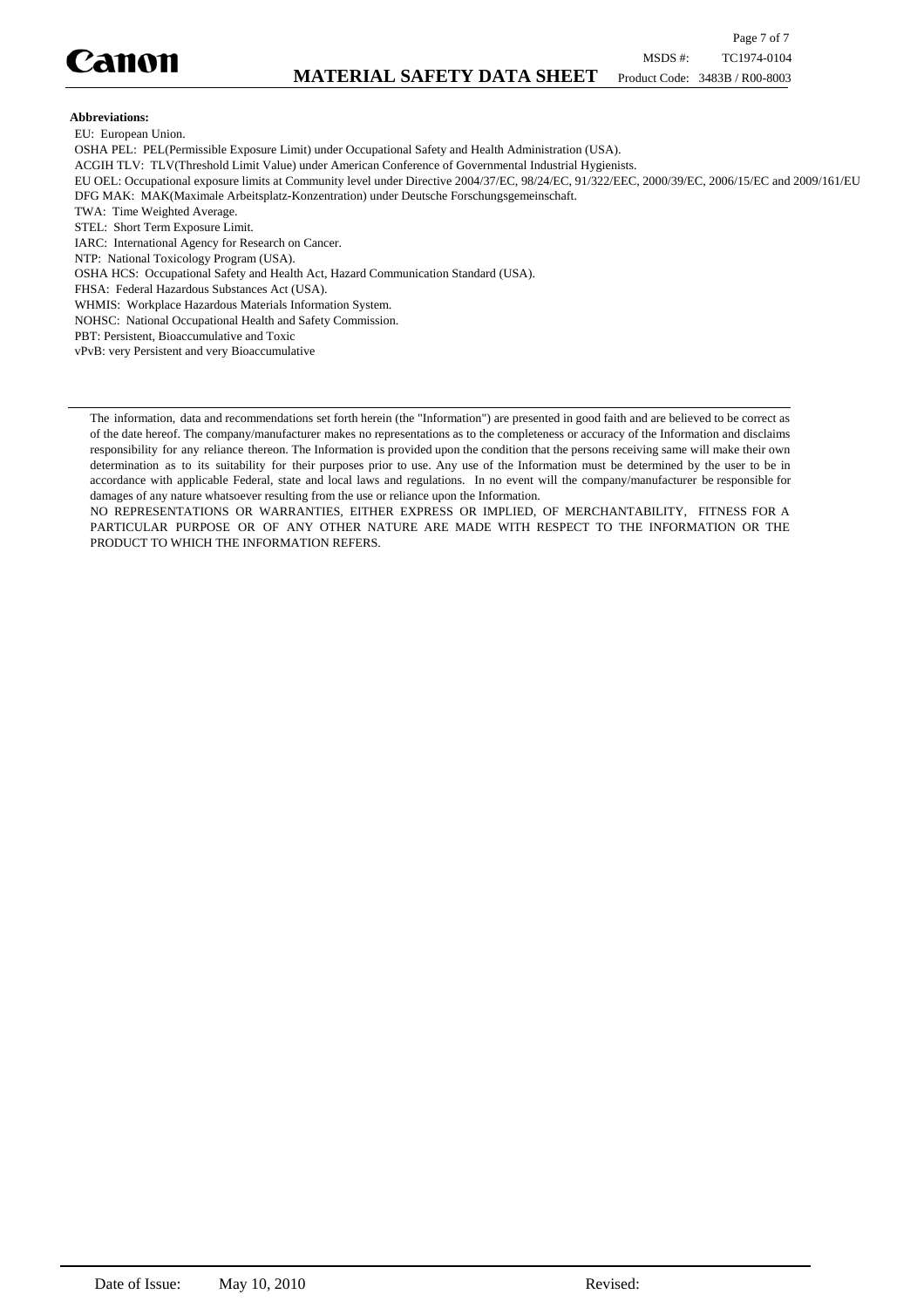**Abbreviations:**

EU: European Union.
OSHA PEL: PEL(Permissible Exposure Limit) under Occupational Safety and Health Administration (USA).
ACGIH TLV: TLV(Threshold Limit Value) under American Conference of Governmental Industrial Hygienists.
EU OEL: Occupational exposure limits at Community level under Directive 2004/37/EC, 98/24/EC, 91/322/EEC, 2000/39/EC, 2006/15/EC and 2009/161/EU
DFG MAK: MAK(Maximale Arbeitsplatz-Konzentration) under Deutsche Forschungsgemeinschaft.
TWA: Time Weighted Average.
STEL: Short Term Exposure Limit.
IARC: International Agency for Research on Cancer.
NTP: National Toxicology Program (USA).
OSHA HCS: Occupational Safety and Health Act, Hazard Communication Standard (USA).
FHSA: Federal Hazardous Substances Act (USA).
WHMIS: Workplace Hazardous Materials Information System.
NOHSC: National Occupational Health and Safety Commission.
PBT: Persistent, Bioaccumulative and Toxic
vPvB: very Persistent and very Bioaccumulative

---

The information, data and recommendations set forth herein (the "Information") are presented in good faith and are believed to be correct as of the date hereof. The company/manufacturer makes no representations as to the completeness or accuracy of the Information and disclaims responsibility for any reliance thereon. The Information is provided upon the condition that the persons receiving same will make their own determination as to its suitability for their purposes prior to use. Any use of the Information must be determined by the user to be in accordance with applicable Federal, state and local laws and regulations. In no event will the company/manufacturer be responsible for damages of any nature whatsoever resulting from the use or reliance upon the Information.
NO REPRESENTATIONS OR WARRANTIES, EITHER EXPRESS OR IMPLIED, OF MERCHANTABILITY, FITNESS FOR A PARTICULAR PURPOSE OR OF ANY OTHER NATURE ARE MADE WITH RESPECT TO THE INFORMATION OR THE PRODUCT TO WHICH THE INFORMATION REFERS.